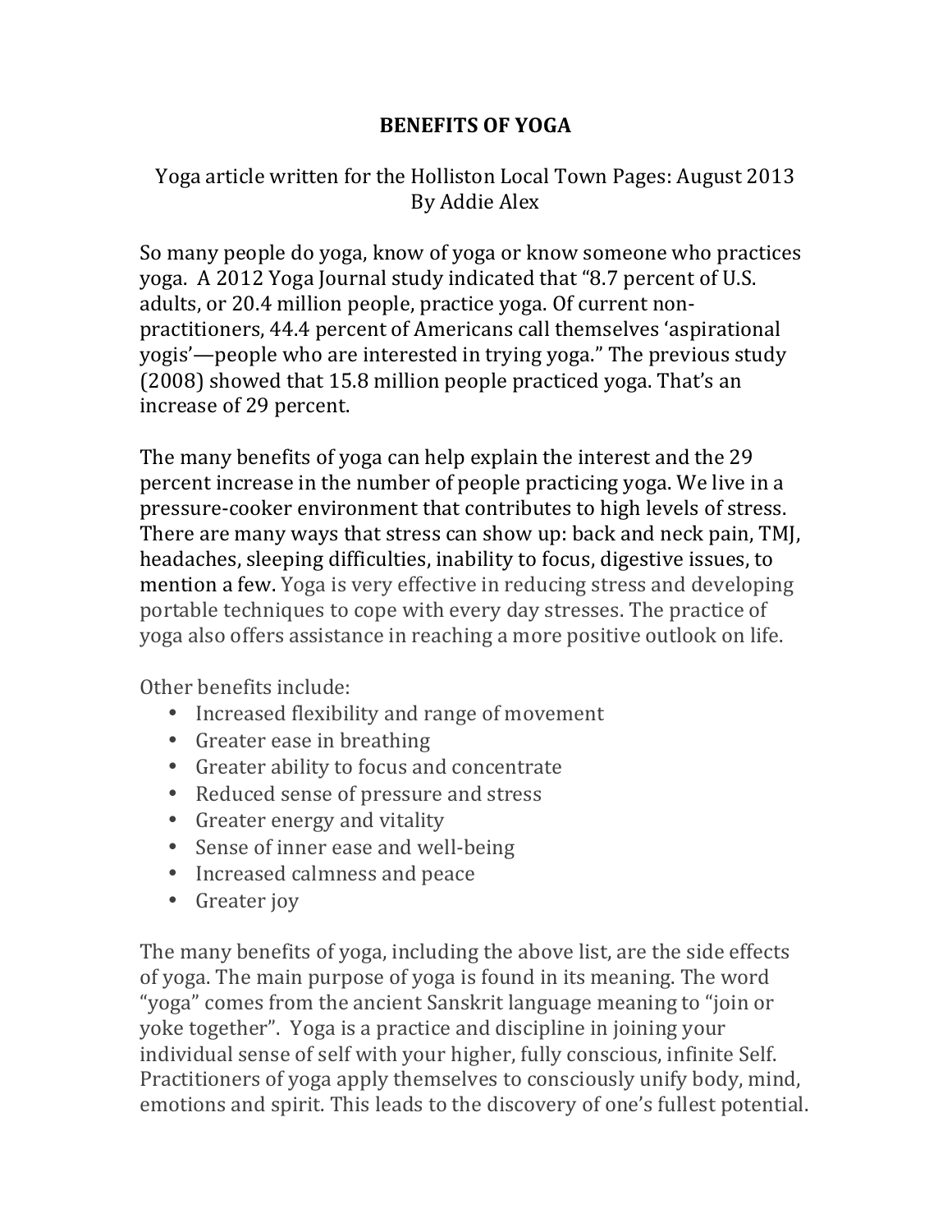# BENEFITS OF YOGA

Yoga article written for the Holliston Local Town Pages: August 2013
By Addie Alex

So many people do yoga, know of yoga or know someone who practices yoga. A 2012 Yoga Journal study indicated that "8.7 percent of U.S. adults, or 20.4 million people, practice yoga. Of current non-practitioners, 44.4 percent of Americans call themselves 'aspirational yogis'—people who are interested in trying yoga." The previous study (2008) showed that 15.8 million people practiced yoga. That's an increase of 29 percent.

The many benefits of yoga can help explain the interest and the 29 percent increase in the number of people practicing yoga. We live in a pressure-cooker environment that contributes to high levels of stress. There are many ways that stress can show up: back and neck pain, TMJ, headaches, sleeping difficulties, inability to focus, digestive issues, to mention a few. Yoga is very effective in reducing stress and developing portable techniques to cope with every day stresses. The practice of yoga also offers assistance in reaching a more positive outlook on life.

Other benefits include:

- Increased flexibility and range of movement
- Greater ease in breathing
- Greater ability to focus and concentrate
- Reduced sense of pressure and stress
- Greater energy and vitality
- Sense of inner ease and well-being
- Increased calmness and peace
- Greater joy

The many benefits of yoga, including the above list, are the side effects of yoga. The main purpose of yoga is found in its meaning. The word "yoga" comes from the ancient Sanskrit language meaning to "join or yoke together". Yoga is a practice and discipline in joining your individual sense of self with your higher, fully conscious, infinite Self. Practitioners of yoga apply themselves to consciously unify body, mind, emotions and spirit. This leads to the discovery of one's fullest potential.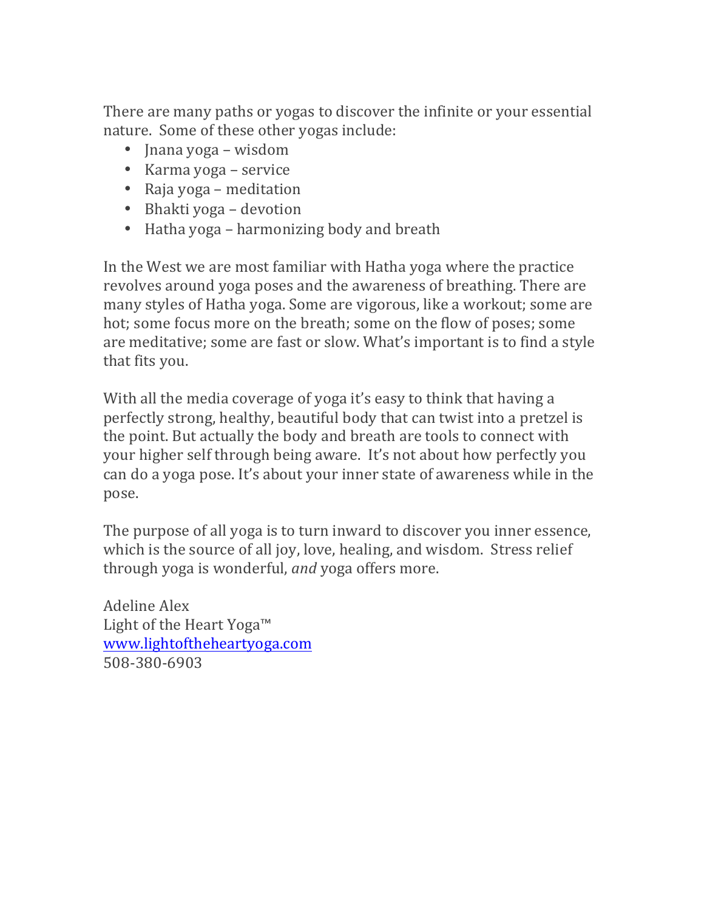There are many paths or yogas to discover the infinite or your essential nature. Some of these other yogas include:

- Jnana yoga – wisdom
- Karma yoga – service
- Raja yoga – meditation
- Bhakti yoga – devotion
- Hatha yoga – harmonizing body and breath

In the West we are most familiar with Hatha yoga where the practice revolves around yoga poses and the awareness of breathing. There are many styles of Hatha yoga. Some are vigorous, like a workout; some are hot; some focus more on the breath; some on the flow of poses; some are meditative; some are fast or slow. What's important is to find a style that fits you.

With all the media coverage of yoga it's easy to think that having a perfectly strong, healthy, beautiful body that can twist into a pretzel is the point. But actually the body and breath are tools to connect with your higher self through being aware. It's not about how perfectly you can do a yoga pose. It's about your inner state of awareness while in the pose.

The purpose of all yoga is to turn inward to discover you inner essence, which is the source of all joy, love, healing, and wisdom. Stress relief through yoga is wonderful, *and* yoga offers more.

Adeline Alex
Light of the Heart Yoga™
[www.lightoftheheartyoga.com](http://www.lightoftheheartyoga.com)
508-380-6903